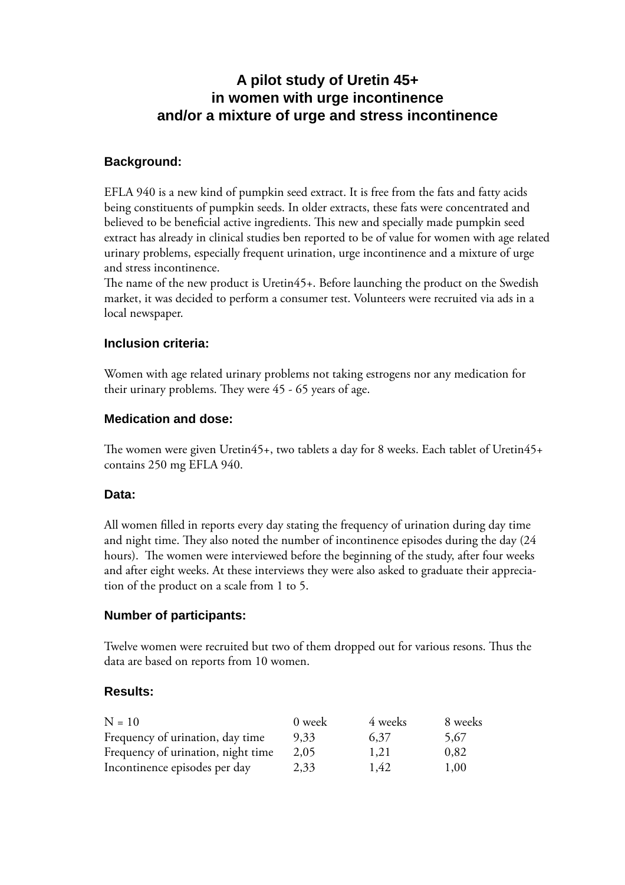# A pilot study of Uretin 45+ in women with urge incontinence and/or a mixture of urge and stress incontinence

## Background:

EFLA 940 is a new kind of pumpkin seed extract. It is free from the fats and fatty acids being constituents of pumpkin seeds. In older extracts, these fats were concentrated and believed to be beneficial active ingredients. This new and specially made pumpkin seed extract has already in clinical studies ben reported to be of value for women with age related urinary problems, especially frequent urination, urge incontinence and a mixture of urge and stress incontinence.

The name of the new product is Uretin45+. Before launching the product on the Swedish market, it was decided to perform a consumer test. Volunteers were recruited via ads in a local newspaper.

## Inclusion criteria:

Women with age related urinary problems not taking estrogens nor any medication for their urinary problems. They were 45 - 65 years of age.

## Medication and dose:

The women were given Uretin45+, two tablets a day for 8 weeks. Each tablet of Uretin45+ contains 250 mg EFLA 940.

## Data:

All women filled in reports every day stating the frequency of urination during day time and night time. They also noted the number of incontinence episodes during the day (24 hours). The women were interviewed before the beginning of the study, after four weeks and after eight weeks. At these interviews they were also asked to graduate their appreciation of the product on a scale from 1 to 5.

## Number of participants:

Twelve women were recruited but two of them dropped out for various resons. Thus the data are based on reports from 10 women.

## Results:

| N = 10 | 0 week | 4 weeks | 8 weeks |
|---|---|---|---|
| Frequency of urination, day time | 9,33 | 6,37 | 5,67 |
| Frequency of urination, night time | 2,05 | 1,21 | 0,82 |
| Incontinence episodes per day | 2,33 | 1,42 | 1,00 |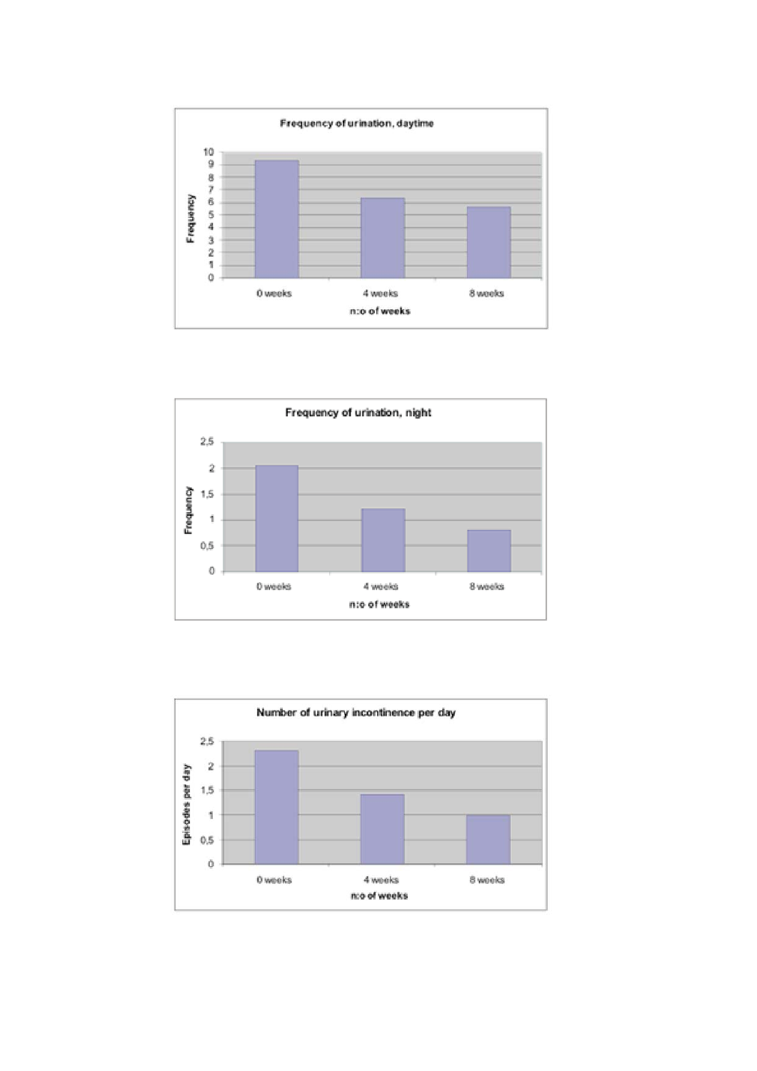**Frequency of urination, daytime**

Frequency

10
9
8
7
6
5
4
3
2
1
0

0 weeks | 4 weeks | 8 weeks

n:o of weeks

**Frequency of urination, night**

Frequency

2,5
2
1,5
1
0,5
0

0 weeks | 4 weeks | 8 weeks

n:o of weeks

**Number of urinary incontinence per day**

Episodes per day

2,5
2
1,5
1
0,5
0

0 weeks | 4 weeks | 8 weeks

n:o of weeks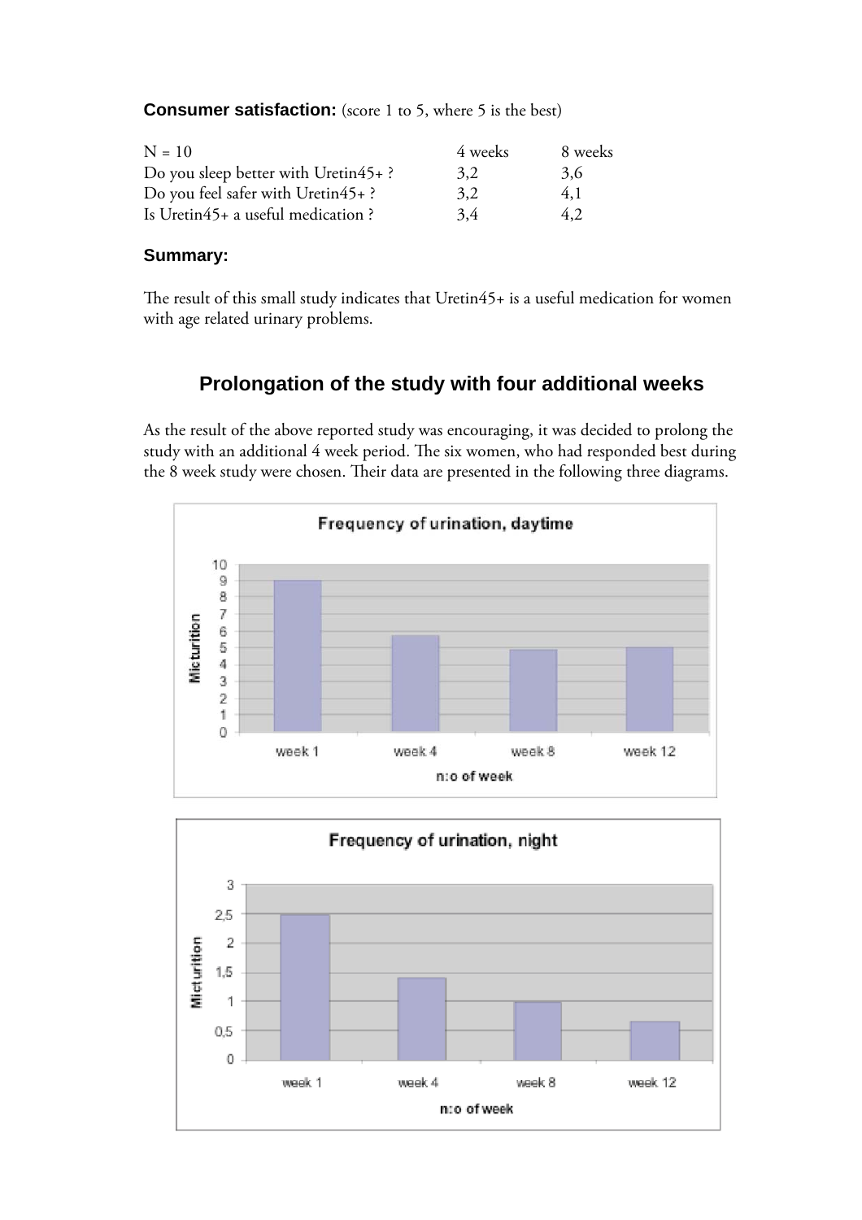**Consumer satisfaction:** (score 1 to 5, where 5 is the best)

| N = 10 | 4 weeks | 8 weeks |
| --- | --- | --- |
| Do you sleep better with Uretin45+ ? | 3,2 | 3,6 |
| Do you feel safer with Uretin45+ ? | 3,2 | 4,1 |
| Is Uretin45+ a useful medication ? | 3,4 | 4,2 |

**Summary:**

The result of this small study indicates that Uretin45+ is a useful medication for women with age related urinary problems.

## Prolongation of the study with four additional weeks

As the result of the above reported study was encouraging, it was decided to prolong the study with an additional 4 week period. The six women, who had responded best during the 8 week study were chosen. Their data are presented in the following three diagrams.

**Frequency of urination, daytime**

| n:o of week | Micturition |
| --- | --- |
| week 1 | 9 |
| week 4 | 5.7 |
| week 8 | 4.9 |
| week 12 | 5 |

**Frequency of urination, night**

| n:o of week | Micturition |
| --- | --- |
| week 1 | 2.5 |
| week 4 | 1.4 |
| week 8 | 1 |
| week 12 | 0.65 |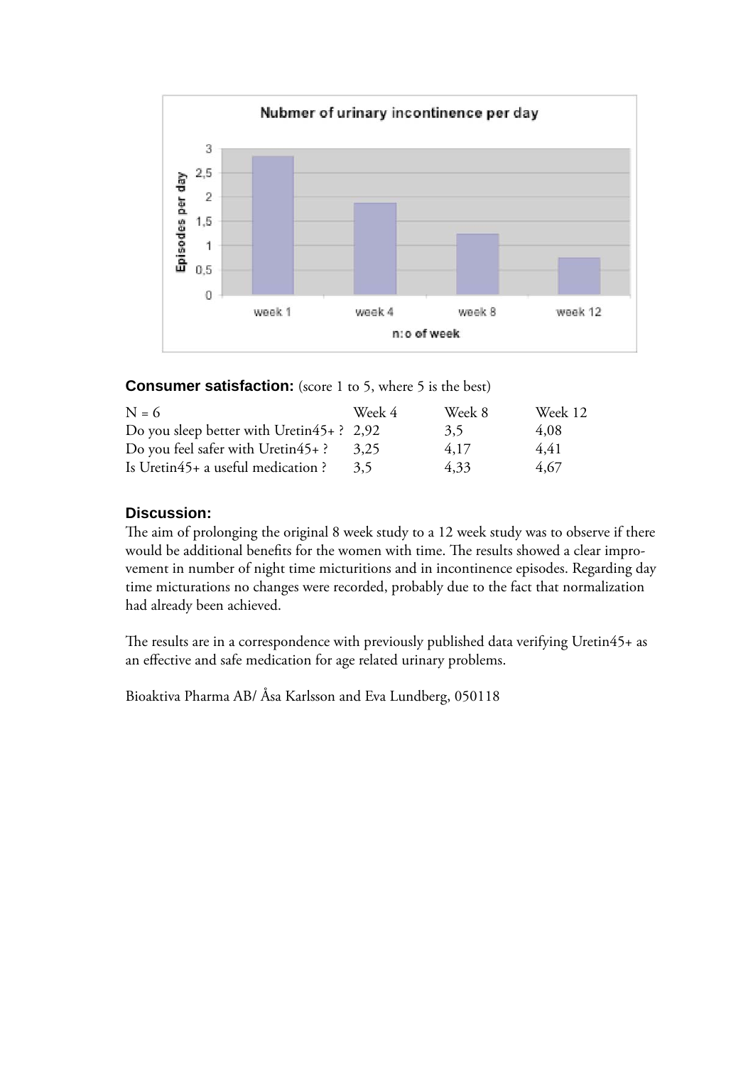Nubmer of urinary incontinence per day

Episodes per day

3
2,5
2
1,5
1
0,5
0

week 1
week 4
week 8
week 12

n:o of week

**Consumer satisfaction:** (score 1 to 5, where 5 is the best)

| N = 6 | Week 4 | Week 8 | Week 12 |
|---|---|---|---|
| Do you sleep better with Uretin45+ ? | 2,92 | 3,5 | 4,08 |
| Do you feel safer with Uretin45+ ? | 3,25 | 4,17 | 4,41 |
| Is Uretin45+ a useful medication ? | 3,5 | 4,33 | 4,67 |

**Discussion:**

The aim of prolonging the original 8 week study to a 12 week study was to observe if there would be additional benefits for the women with time. The results showed a clear improvement in number of night time micturitions and in incontinence episodes. Regarding day time micturations no changes were recorded, probably due to the fact that normalization had already been achieved.

The results are in a correspondence with previously published data verifying Uretin45+ as an effective and safe medication for age related urinary problems.

Bioaktiva Pharma AB/ Åsa Karlsson and Eva Lundberg, 050118